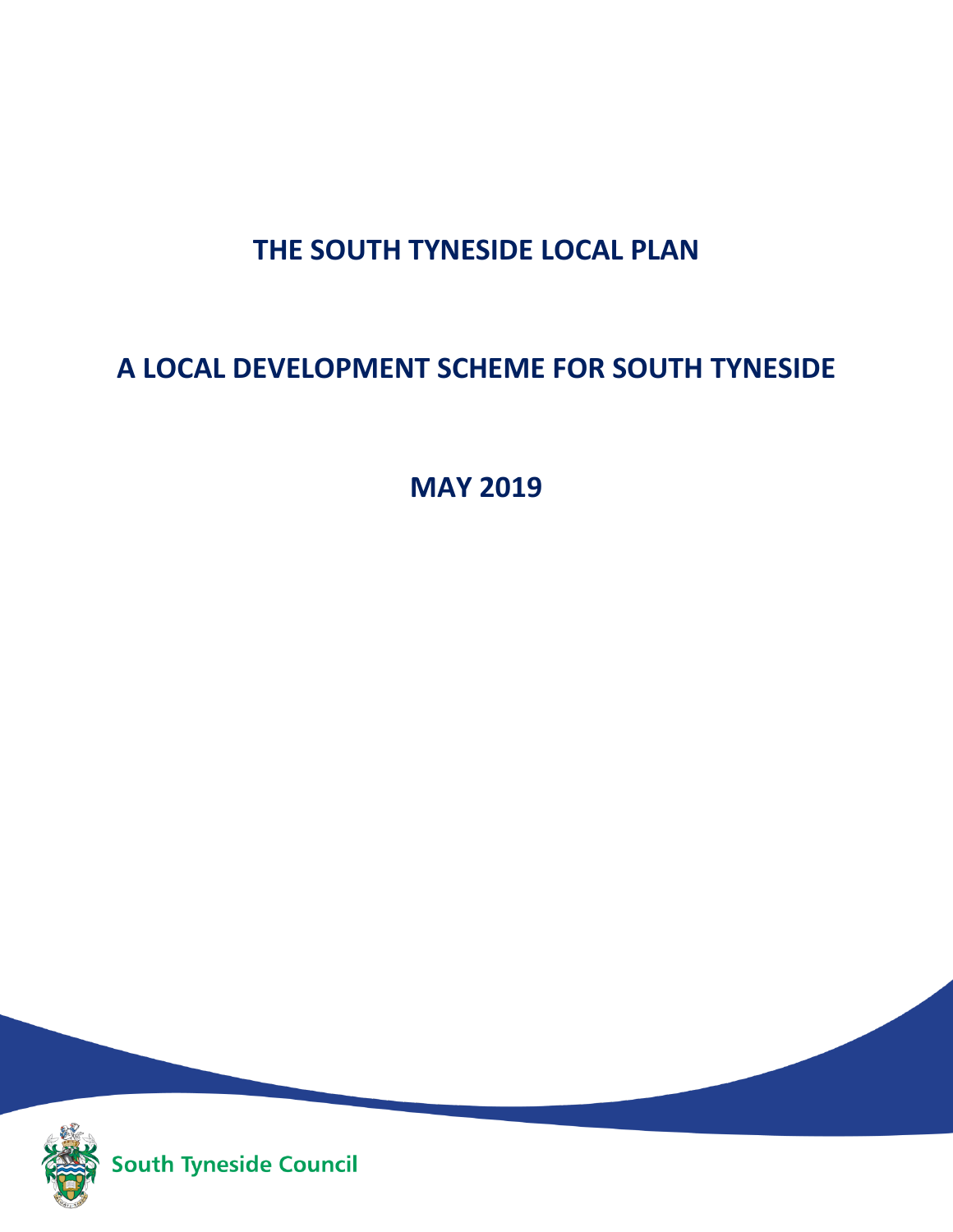# THE SOUTH TYNESIDE LOCAL PLAN

# A LOCAL DEVELOPMENT SCHEME FOR SOUTH TYNESIDE

# MAY 2019

South Tyneside Council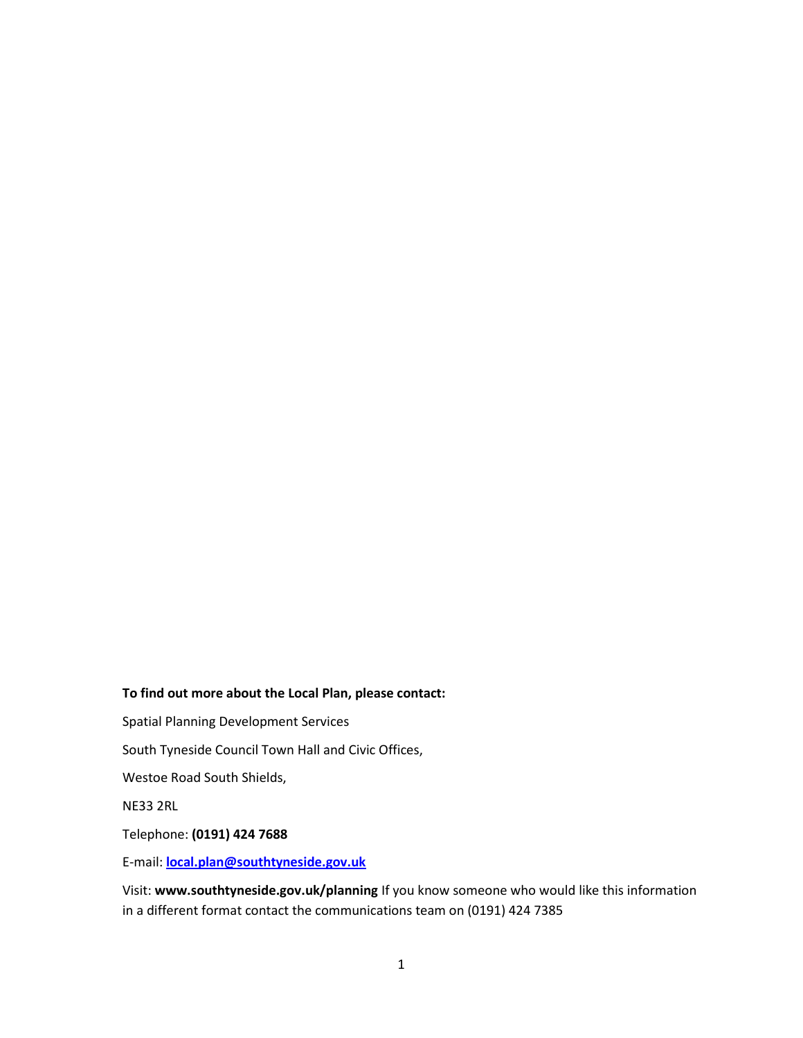**To find out more about the Local Plan, please contact:**

Spatial Planning Development Services

South Tyneside Council Town Hall and Civic Offices,

Westoe Road South Shields,

NE33 2RL

Telephone: **(0191) 424 7688**

E-mail: **local.plan@southtyneside.gov.uk**

Visit: **www.southtyneside.gov.uk/planning** If you know someone who would like this information in a different format contact the communications team on (0191) 424 7385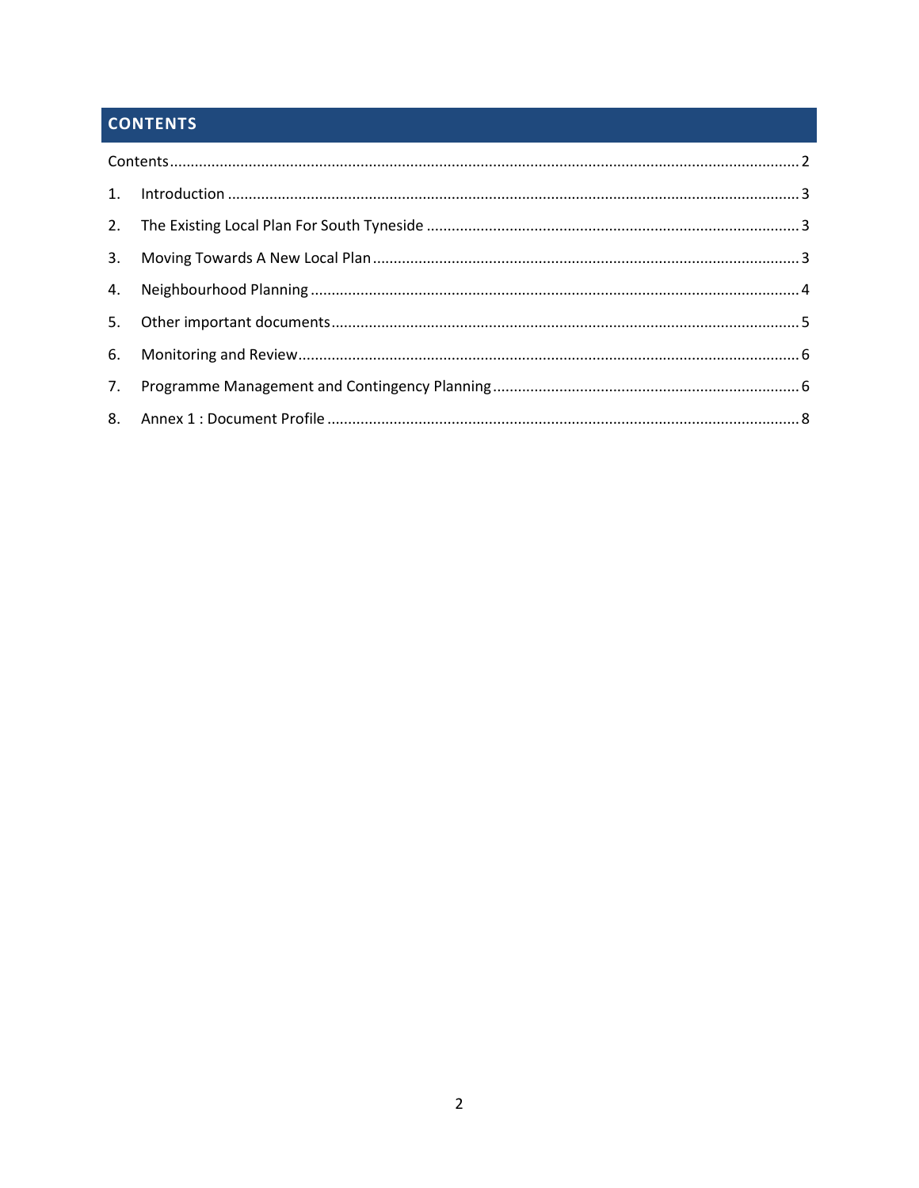## CONTENTS

Contents ........................................................................................................................................ 2

1. Introduction ........................................................................................................................... 3
2. The Existing Local Plan For South Tyneside ........................................................................... 3
3. Moving Towards A New Local Plan ........................................................................................ 3
4. Neighbourhood Planning ....................................................................................................... 4
5. Other important documents .................................................................................................. 5
6. Monitoring and Review .......................................................................................................... 6
7. Programme Management and Contingency Planning ............................................................ 6
8. Annex 1 : Document Profile ................................................................................................... 8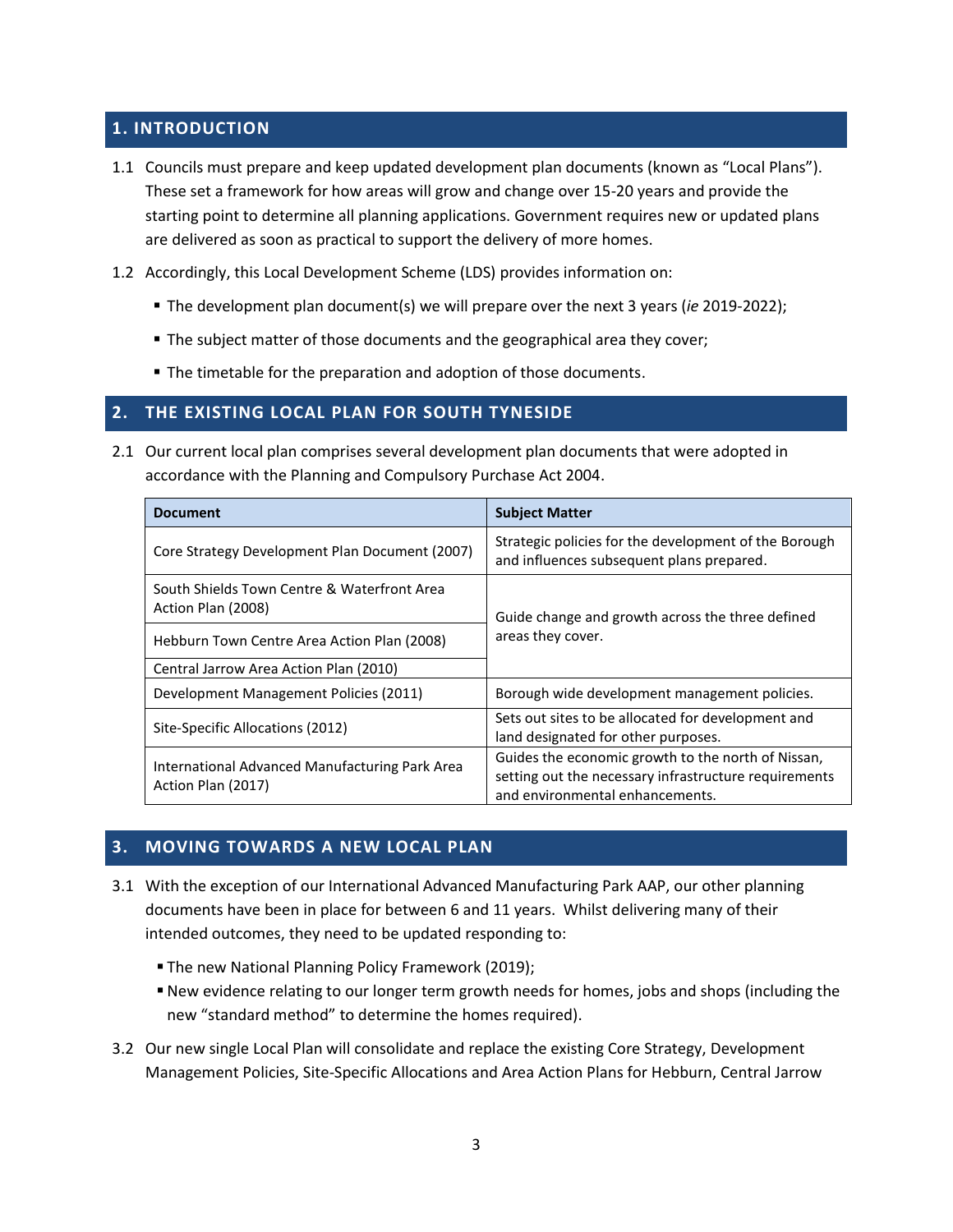## 1. INTRODUCTION

1.1 Councils must prepare and keep updated development plan documents (known as "Local Plans"). These set a framework for how areas will grow and change over 15-20 years and provide the starting point to determine all planning applications. Government requires new or updated plans are delivered as soon as practical to support the delivery of more homes.

1.2 Accordingly, this Local Development Scheme (LDS) provides information on:

- The development plan document(s) we will prepare over the next 3 years (*ie* 2019-2022);
- The subject matter of those documents and the geographical area they cover;
- The timetable for the preparation and adoption of those documents.

## 2. THE EXISTING LOCAL PLAN FOR SOUTH TYNESIDE

2.1 Our current local plan comprises several development plan documents that were adopted in accordance with the Planning and Compulsory Purchase Act 2004.

| Document | Subject Matter |
|---|---|
| Core Strategy Development Plan Document (2007) | Strategic policies for the development of the Borough and influences subsequent plans prepared. |
| South Shields Town Centre & Waterfront Area Action Plan (2008) | Guide change and growth across the three defined areas they cover. |
| Hebburn Town Centre Area Action Plan (2008) | |
| Central Jarrow Area Action Plan (2010) | |
| Development Management Policies (2011) | Borough wide development management policies. |
| Site-Specific Allocations (2012) | Sets out sites to be allocated for development and land designated for other purposes. |
| International Advanced Manufacturing Park Area Action Plan (2017) | Guides the economic growth to the north of Nissan, setting out the necessary infrastructure requirements and environmental enhancements. |

## 3. MOVING TOWARDS A NEW LOCAL PLAN

3.1 With the exception of our International Advanced Manufacturing Park AAP, our other planning documents have been in place for between 6 and 11 years. Whilst delivering many of their intended outcomes, they need to be updated responding to:

- The new National Planning Policy Framework (2019);
- New evidence relating to our longer term growth needs for homes, jobs and shops (including the new "standard method" to determine the homes required).

3.2 Our new single Local Plan will consolidate and replace the existing Core Strategy, Development Management Policies, Site-Specific Allocations and Area Action Plans for Hebburn, Central Jarrow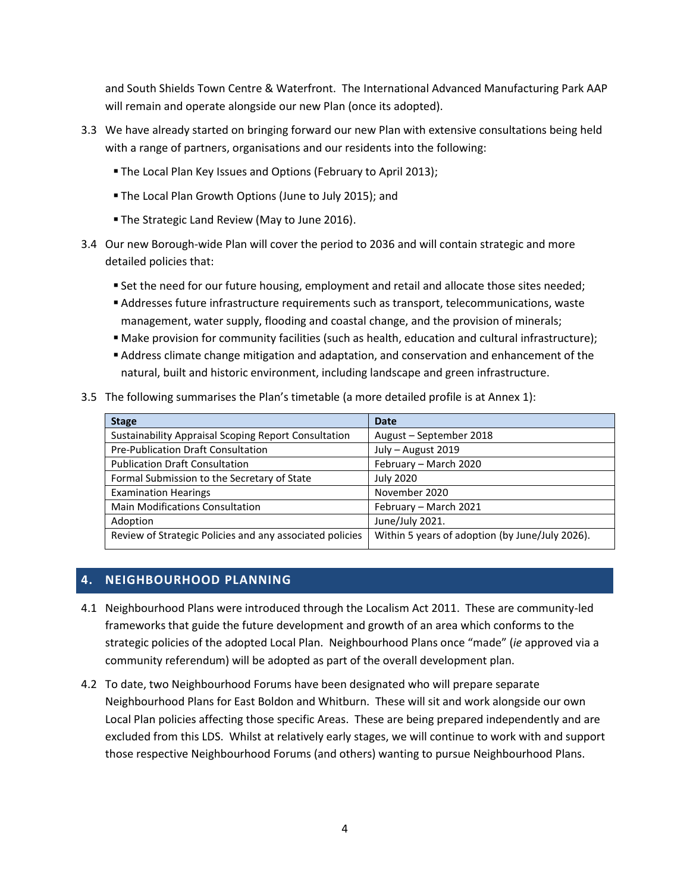and South Shields Town Centre & Waterfront. The International Advanced Manufacturing Park AAP will remain and operate alongside our new Plan (once its adopted).

3.3 We have already started on bringing forward our new Plan with extensive consultations being held with a range of partners, organisations and our residents into the following:

- The Local Plan Key Issues and Options (February to April 2013);
- The Local Plan Growth Options (June to July 2015); and
- The Strategic Land Review (May to June 2016).

3.4 Our new Borough-wide Plan will cover the period to 2036 and will contain strategic and more detailed policies that:

- Set the need for our future housing, employment and retail and allocate those sites needed;
- Addresses future infrastructure requirements such as transport, telecommunications, waste management, water supply, flooding and coastal change, and the provision of minerals;
- Make provision for community facilities (such as health, education and cultural infrastructure);
- Address climate change mitigation and adaptation, and conservation and enhancement of the natural, built and historic environment, including landscape and green infrastructure.

3.5 The following summarises the Plan's timetable (a more detailed profile is at Annex 1):

| Stage | Date |
|---|---|
| Sustainability Appraisal Scoping Report Consultation | August – September 2018 |
| Pre-Publication Draft Consultation | July – August 2019 |
| Publication Draft Consultation | February – March 2020 |
| Formal Submission to the Secretary of State | July 2020 |
| Examination Hearings | November 2020 |
| Main Modifications Consultation | February – March 2021 |
| Adoption | June/July 2021. |
| Review of Strategic Policies and any associated policies | Within 5 years of adoption (by June/July 2026). |

## 4. NEIGHBOURHOOD PLANNING

4.1 Neighbourhood Plans were introduced through the Localism Act 2011. These are community-led frameworks that guide the future development and growth of an area which conforms to the strategic policies of the adopted Local Plan. Neighbourhood Plans once "made" (*ie* approved via a community referendum) will be adopted as part of the overall development plan.

4.2 To date, two Neighbourhood Forums have been designated who will prepare separate Neighbourhood Plans for East Boldon and Whitburn. These will sit and work alongside our own Local Plan policies affecting those specific Areas. These are being prepared independently and are excluded from this LDS. Whilst at relatively early stages, we will continue to work with and support those respective Neighbourhood Forums (and others) wanting to pursue Neighbourhood Plans.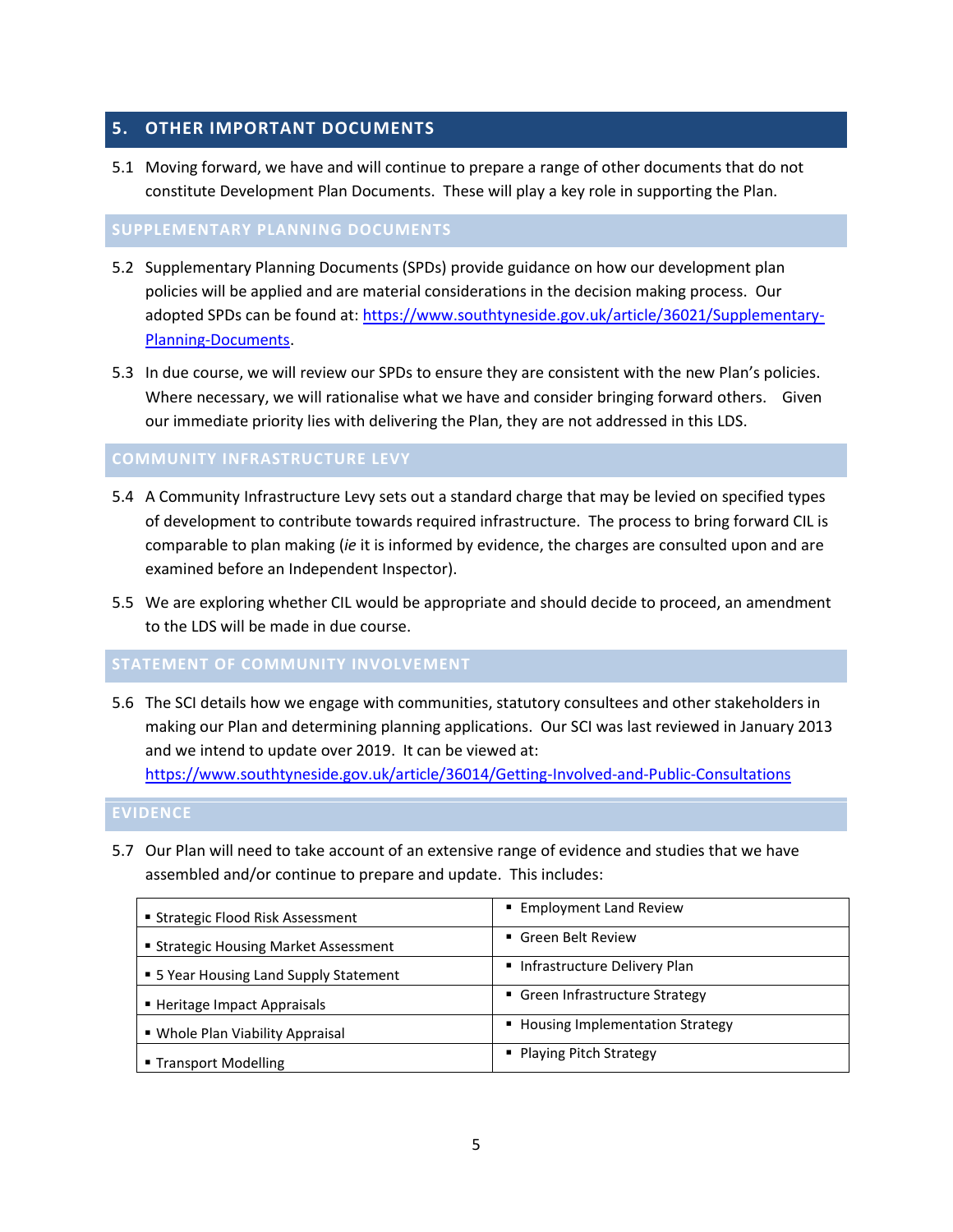## 5. OTHER IMPORTANT DOCUMENTS

5.1 Moving forward, we have and will continue to prepare a range of other documents that do not constitute Development Plan Documents. These will play a key role in supporting the Plan.

### SUPPLEMENTARY PLANNING DOCUMENTS

5.2 Supplementary Planning Documents (SPDs) provide guidance on how our development plan policies will be applied and are material considerations in the decision making process. Our adopted SPDs can be found at: [https://www.southtyneside.gov.uk/article/36021/Supplementary-Planning-Documents](https://www.southtyneside.gov.uk/article/36021/Supplementary-Planning-Documents).

5.3 In due course, we will review our SPDs to ensure they are consistent with the new Plan's policies. Where necessary, we will rationalise what we have and consider bringing forward others. Given our immediate priority lies with delivering the Plan, they are not addressed in this LDS.

### COMMUNITY INFRASTRUCTURE LEVY

5.4 A Community Infrastructure Levy sets out a standard charge that may be levied on specified types of development to contribute towards required infrastructure. The process to bring forward CIL is comparable to plan making (*ie* it is informed by evidence, the charges are consulted upon and are examined before an Independent Inspector).

5.5 We are exploring whether CIL would be appropriate and should decide to proceed, an amendment to the LDS will be made in due course.

### STATEMENT OF COMMUNITY INVOLVEMENT

5.6 The SCI details how we engage with communities, statutory consultees and other stakeholders in making our Plan and determining planning applications. Our SCI was last reviewed in January 2013 and we intend to update over 2019. It can be viewed at: [https://www.southtyneside.gov.uk/article/36014/Getting-Involved-and-Public-Consultations](https://www.southtyneside.gov.uk/article/36014/Getting-Involved-and-Public-Consultations)

### EVIDENCE

5.7 Our Plan will need to take account of an extensive range of evidence and studies that we have assembled and/or continue to prepare and update. This includes:

| | |
|---|---|
| ▪ Strategic Flood Risk Assessment | ▪ Employment Land Review |
| ▪ Strategic Housing Market Assessment | ▪ Green Belt Review |
| ▪ 5 Year Housing Land Supply Statement | ▪ Infrastructure Delivery Plan |
| ▪ Heritage Impact Appraisals | ▪ Green Infrastructure Strategy |
| ▪ Whole Plan Viability Appraisal | ▪ Housing Implementation Strategy |
| ▪ Transport Modelling | ▪ Playing Pitch Strategy |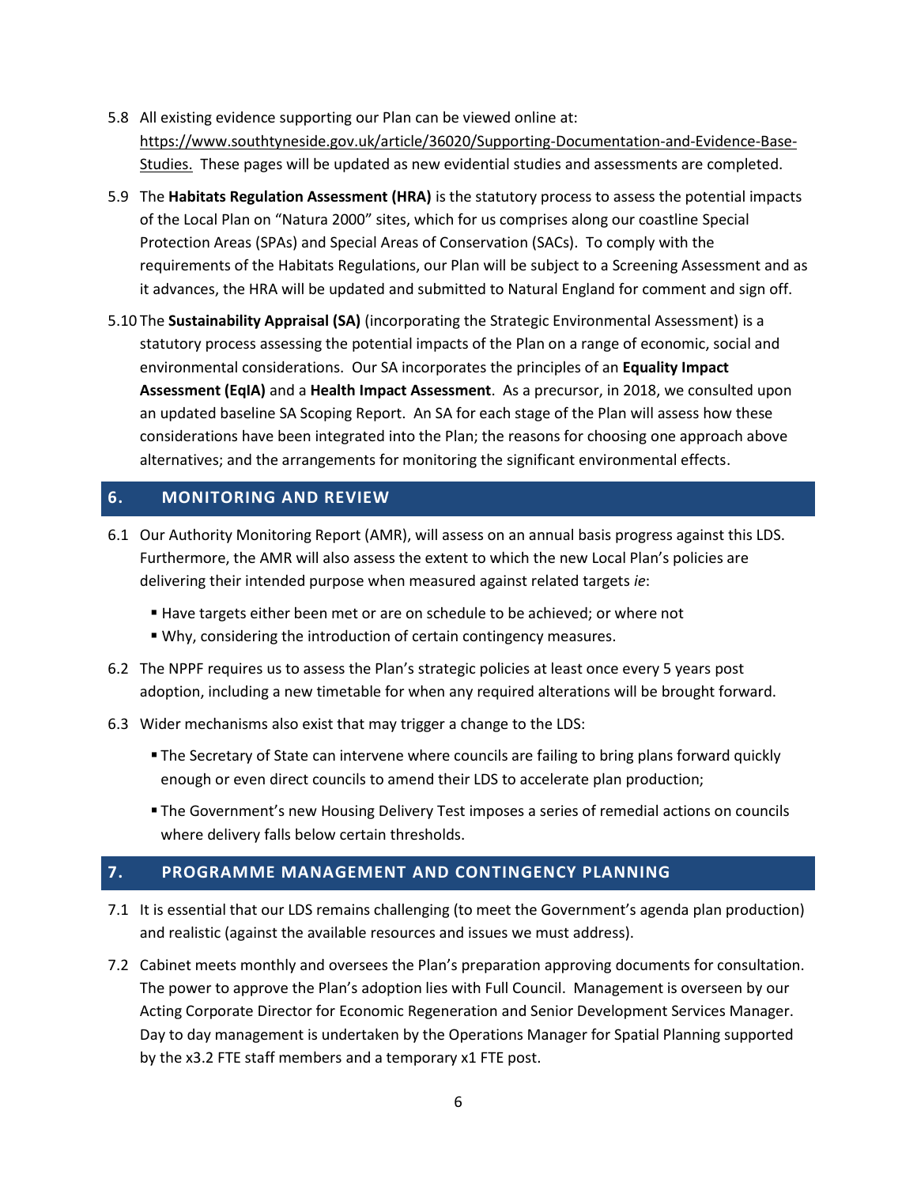5.8 All existing evidence supporting our Plan can be viewed online at: [https://www.southtyneside.gov.uk/article/36020/Supporting-Documentation-and-Evidence-Base-Studies.](https://www.southtyneside.gov.uk/article/36020/Supporting-Documentation-and-Evidence-Base-Studies) These pages will be updated as new evidential studies and assessments are completed.

5.9 The **Habitats Regulation Assessment (HRA)** is the statutory process to assess the potential impacts of the Local Plan on "Natura 2000" sites, which for us comprises along our coastline Special Protection Areas (SPAs) and Special Areas of Conservation (SACs). To comply with the requirements of the Habitats Regulations, our Plan will be subject to a Screening Assessment and as it advances, the HRA will be updated and submitted to Natural England for comment and sign off.

5.10 The **Sustainability Appraisal (SA)** (incorporating the Strategic Environmental Assessment) is a statutory process assessing the potential impacts of the Plan on a range of economic, social and environmental considerations. Our SA incorporates the principles of an **Equality Impact Assessment (EqIA)** and a **Health Impact Assessment**. As a precursor, in 2018, we consulted upon an updated baseline SA Scoping Report. An SA for each stage of the Plan will assess how these considerations have been integrated into the Plan; the reasons for choosing one approach above alternatives; and the arrangements for monitoring the significant environmental effects.

## 6. MONITORING AND REVIEW

6.1 Our Authority Monitoring Report (AMR), will assess on an annual basis progress against this LDS. Furthermore, the AMR will also assess the extent to which the new Local Plan's policies are delivering their intended purpose when measured against related targets *ie*:

- Have targets either been met or are on schedule to be achieved; or where not
- Why, considering the introduction of certain contingency measures.

6.2 The NPPF requires us to assess the Plan's strategic policies at least once every 5 years post adoption, including a new timetable for when any required alterations will be brought forward.

6.3 Wider mechanisms also exist that may trigger a change to the LDS:

- The Secretary of State can intervene where councils are failing to bring plans forward quickly enough or even direct councils to amend their LDS to accelerate plan production;
- The Government's new Housing Delivery Test imposes a series of remedial actions on councils where delivery falls below certain thresholds.

## 7. PROGRAMME MANAGEMENT AND CONTINGENCY PLANNING

7.1 It is essential that our LDS remains challenging (to meet the Government's agenda plan production) and realistic (against the available resources and issues we must address).

7.2 Cabinet meets monthly and oversees the Plan's preparation approving documents for consultation. The power to approve the Plan's adoption lies with Full Council. Management is overseen by our Acting Corporate Director for Economic Regeneration and Senior Development Services Manager. Day to day management is undertaken by the Operations Manager for Spatial Planning supported by the x3.2 FTE staff members and a temporary x1 FTE post.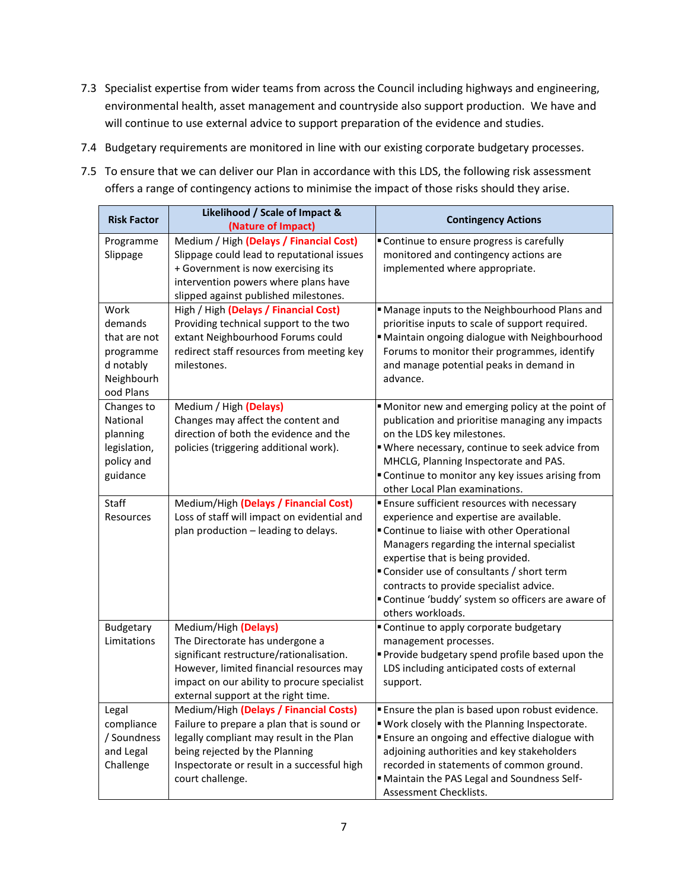7.3 Specialist expertise from wider teams from across the Council including highways and engineering, environmental health, asset management and countryside also support production. We have and will continue to use external advice to support preparation of the evidence and studies.

7.4 Budgetary requirements are monitored in line with our existing corporate budgetary processes.

7.5 To ensure that we can deliver our Plan in accordance with this LDS, the following risk assessment offers a range of contingency actions to minimise the impact of those risks should they arise.

| Risk Factor | Likelihood / Scale of Impact & (Nature of Impact) | Contingency Actions |
|---|---|---|
| Programme Slippage | Medium / High **(Delays / Financial Cost)** Slippage could lead to reputational issues + Government is now exercising its intervention powers where plans have slipped against published milestones. | ▪ Continue to ensure progress is carefully monitored and contingency actions are implemented where appropriate. |
| Work demands that are not programmed notably Neighbourhood Plans | High / High **(Delays / Financial Cost)** Providing technical support to the two extant Neighbourhood Forums could redirect staff resources from meeting key milestones. | ▪ Manage inputs to the Neighbourhood Plans and prioritise inputs to scale of support required.<br>▪ Maintain ongoing dialogue with Neighbourhood Forums to monitor their programmes, identify and manage potential peaks in demand in advance. |
| Changes to National planning legislation, policy and guidance | Medium / High **(Delays)** Changes may affect the content and direction of both the evidence and the policies (triggering additional work). | ▪ Monitor new and emerging policy at the point of publication and prioritise managing any impacts on the LDS key milestones.<br>▪ Where necessary, continue to seek advice from MHCLG, Planning Inspectorate and PAS.<br>▪ Continue to monitor any key issues arising from other Local Plan examinations. |
| Staff Resources | Medium/High **(Delays / Financial Cost)** Loss of staff will impact on evidential and plan production – leading to delays. | ▪ Ensure sufficient resources with necessary experience and expertise are available.<br>▪ Continue to liaise with other Operational Managers regarding the internal specialist expertise that is being provided.<br>▪ Consider use of consultants / short term contracts to provide specialist advice.<br>▪ Continue 'buddy' system so officers are aware of others workloads. |
| Budgetary Limitations | Medium/High **(Delays)** The Directorate has undergone a significant restructure/rationalisation. However, limited financial resources may impact on our ability to procure specialist external support at the right time. | ▪ Continue to apply corporate budgetary management processes.<br>▪ Provide budgetary spend profile based upon the LDS including anticipated costs of external support. |
| Legal compliance / Soundness and Legal Challenge | Medium/High **(Delays / Financial Costs)** Failure to prepare a plan that is sound or legally compliant may result in the Plan being rejected by the Planning Inspectorate or result in a successful high court challenge. | ▪ Ensure the plan is based upon robust evidence.<br>▪ Work closely with the Planning Inspectorate.<br>▪ Ensure an ongoing and effective dialogue with adjoining authorities and key stakeholders recorded in statements of common ground.<br>▪ Maintain the PAS Legal and Soundness Self-Assessment Checklists. |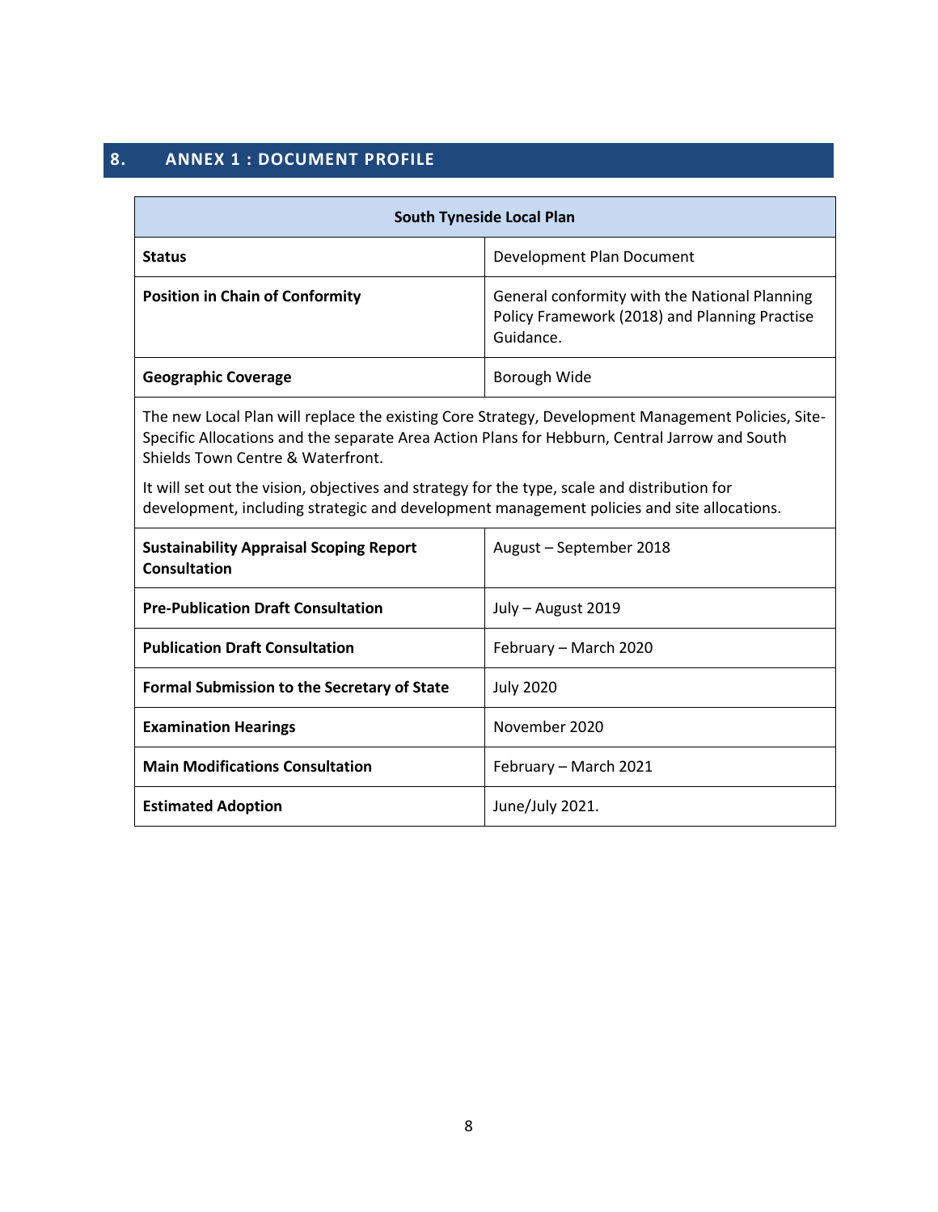## 8. ANNEX 1 : DOCUMENT PROFILE

| South Tyneside Local Plan | |
|---|---|
| **Status** | Development Plan Document |
| **Position in Chain of Conformity** | General conformity with the National Planning Policy Framework (2018) and Planning Practise Guidance. |
| **Geographic Coverage** | Borough Wide |
| The new Local Plan will replace the existing Core Strategy, Development Management Policies, Site-Specific Allocations and the separate Area Action Plans for Hebburn, Central Jarrow and South Shields Town Centre & Waterfront.<br><br>It will set out the vision, objectives and strategy for the type, scale and distribution for development, including strategic and development management policies and site allocations. | |
| **Sustainability Appraisal Scoping Report Consultation** | August – September 2018 |
| **Pre-Publication Draft Consultation** | July – August 2019 |
| **Publication Draft Consultation** | February – March 2020 |
| **Formal Submission to the Secretary of State** | July 2020 |
| **Examination Hearings** | November 2020 |
| **Main Modifications Consultation** | February – March 2021 |
| **Estimated Adoption** | June/July 2021. |